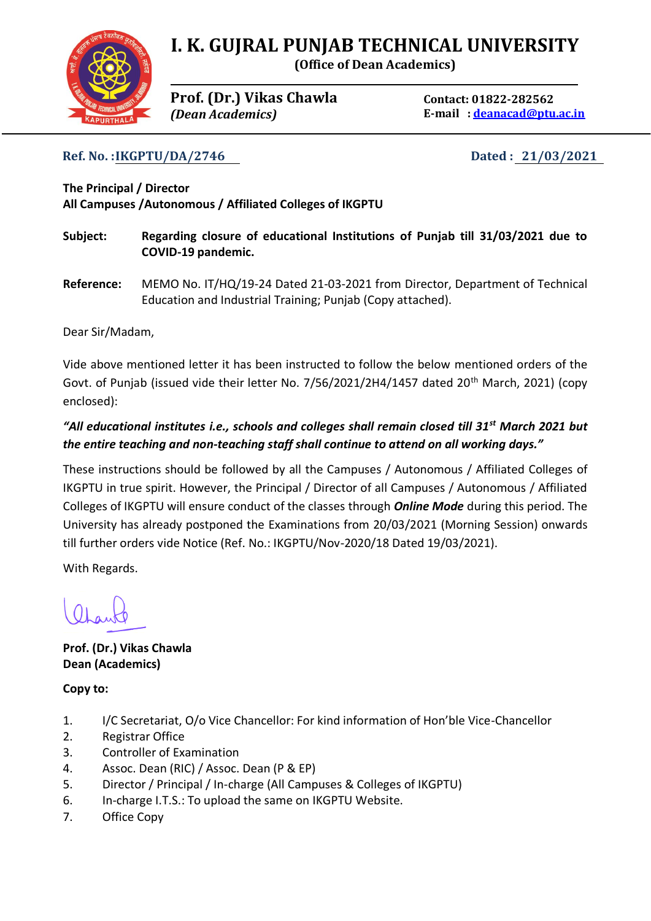# I. K. GUJRAL PUNJAB TECHNICAL UNIVERSITY

**(Office of Dean Academics)**

**Prof. (Dr.) Vikas Chawla**
*(Dean Academics)*

**Contact:** 01822-282562
**E-mail :** deanacad@ptu.ac.in

**Ref. No. :IKGPTU/DA/2746** **Dated : 21/03/2021**

**The Principal / Director**
**All Campuses /Autonomous / Affiliated Colleges of IKGPTU**

**Subject:** **Regarding closure of educational Institutions of Punjab till 31/03/2021 due to COVID-19 pandemic.**

**Reference:** MEMO No. IT/HQ/19-24 Dated 21-03-2021 from Director, Department of Technical Education and Industrial Training; Punjab (Copy attached).

Dear Sir/Madam,

Vide above mentioned letter it has been instructed to follow the below mentioned orders of the Govt. of Punjab (issued vide their letter No. 7/56/2021/2H4/1457 dated 20th March, 2021) (copy enclosed):

***"All educational institutes i.e., schools and colleges shall remain closed till 31st March 2021 but the entire teaching and non-teaching staff shall continue to attend on all working days."***

These instructions should be followed by all the Campuses / Autonomous / Affiliated Colleges of IKGPTU in true spirit. However, the Principal / Director of all Campuses / Autonomous / Affiliated Colleges of IKGPTU will ensure conduct of the classes through ***Online Mode*** during this period. The University has already postponed the Examinations from 20/03/2021 (Morning Session) onwards till further orders vide Notice (Ref. No.: IKGPTU/Nov-2020/18 Dated 19/03/2021).

With Regards.

**Prof. (Dr.) Vikas Chawla**
**Dean (Academics)**

**Copy to:**

1. I/C Secretariat, O/o Vice Chancellor: For kind information of Hon'ble Vice-Chancellor
2. Registrar Office
3. Controller of Examination
4. Assoc. Dean (RIC) / Assoc. Dean (P & EP)
5. Director / Principal / In-charge (All Campuses & Colleges of IKGPTU)
6. In-charge I.T.S.: To upload the same on IKGPTU Website.
7. Office Copy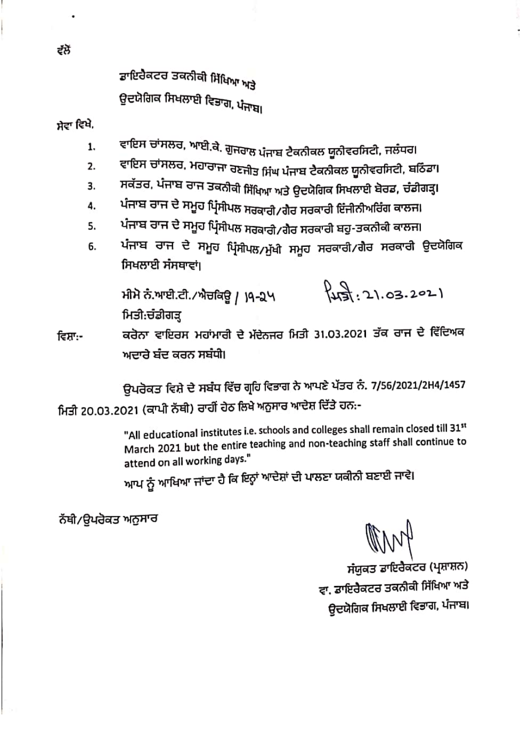ਵੱਲੋਂ

ਡਾਇਰੈਕਟਰ ਤਕਨੀਕੀ ਸਿੱਖਿਆ ਅਤੇ
ਉਦਯੋਗਿਕ ਸਿਖਲਾਈ ਵਿਭਾਗ, ਪੰਜਾਬ।

ਸੇਵਾ ਵਿਖੇ,

1. ਵਾਇਸ ਚਾਂਸਲਰ, ਆਈ.ਕੇ. ਗੁਜਰਾਲ ਪੰਜਾਬ ਟੈਕਨੀਕਲ ਯੂਨੀਵਰਸਿਟੀ, ਜਲੰਧਰ।
2. ਵਾਇਸ ਚਾਂਸਲਰ, ਮਹਾਰਾਜਾ ਰਣਜੀਤ ਸਿੰਘ ਪੰਜਾਬ ਟੈਕਨੀਕਲ ਯੂਨੀਵਰਸਿਟੀ, ਬਠਿੰਡਾ।
3. ਸਕੱਤਰ, ਪੰਜਾਬ ਰਾਜ ਤਕਨੀਕੀ ਸਿੱਖਿਆ ਅਤੇ ਉਦਯੋਗਿਕ ਸਿਖਲਾਈ ਬੋਰਡ, ਚੰਡੀਗੜ੍ਹ।
4. ਪੰਜਾਬ ਰਾਜ ਦੇ ਸਮੂਹ ਪ੍ਰਿੰਸੀਪਲ ਸਰਕਾਰੀ/ਗੈਰ ਸਰਕਾਰੀ ਇੰਜੀਨੀਅਰਿੰਗ ਕਾਲਜ।
5. ਪੰਜਾਬ ਰਾਜ ਦੇ ਸਮੂਹ ਪ੍ਰਿੰਸੀਪਲ ਸਰਕਾਰੀ/ਗੈਰ ਸਰਕਾਰੀ ਬਹੁ-ਤਕਨੀਕੀ ਕਾਲਜ।
6. ਪੰਜਾਬ ਰਾਜ ਦੇ ਸਮੂਹ ਪ੍ਰਿੰਸੀਪਲ/ਮੁੱਖੀ ਸਮੂਹ ਸਰਕਾਰੀ/ਗੈਰ ਸਰਕਾਰੀ ਉਦਯੋਗਿਕ ਸਿਖਲਾਈ ਸੰਸਥਾਵਾਂ।

ਮੀਮੋ ਨੰ.ਆਈ.ਟੀ./ਐਚਕਿਊ / 19-24 ਮਿਤੀ: 21.03.2021
ਮਿਤੀ:ਚੰਡੀਗੜ੍ਹ

ਵਿਸ਼ਾ:- ਕਰੋਨਾ ਵਾਇਰਸ ਮਹਾਂਮਾਰੀ ਦੇ ਮੱਦੇਨਜਰ ਮਿਤੀ 31.03.2021 ਤੱਕ ਰਾਜ ਦੇ ਵਿੱਦਿਅਕ ਅਦਾਰੇ ਬੰਦ ਕਰਨ ਸਬੰਧੀ।

ਉਪਰੋਕਤ ਵਿਸ਼ੇ ਦੇ ਸਬੰਧ ਵਿੱਚ ਗ੍ਰਹਿ ਵਿਭਾਗ ਨੇ ਆਪਣੇ ਪੱਤਰ ਨੰ. 7/56/2021/2H4/1457 ਮਿਤੀ 20.03.2021 (ਕਾਪੀ ਨੱਥੀ) ਰਾਹੀਂ ਹੇਠ ਲਿਖੇ ਅਨੁਸਾਰ ਆਦੇਸ਼ ਦਿੱਤੇ ਹਨ:-

> "All educational institutes i.e. schools and colleges shall remain closed till 31st March 2021 but the entire teaching and non-teaching staff shall continue to attend on all working days."

ਆਪ ਨੂੰ ਆਖਿਆ ਜਾਂਦਾ ਹੈ ਕਿ ਇਨ੍ਹਾਂ ਆਦੇਸ਼ਾਂ ਦੀ ਪਾਲਣਾ ਯਕੀਨੀ ਬਣਾਈ ਜਾਵੇ।

ਨੱਥੀ/ਉਪਰੋਕਤ ਅਨੁਸਾਰ

ਸੰਯੁਕਤ ਡਾਇਰੈਕਟਰ (ਪ੍ਰਸ਼ਾਸ਼ਨ)
ਵਾ. ਡਾਇਰੈਕਟਰ ਤਕਨੀਕੀ ਸਿੱਖਿਆ ਅਤੇ
ਉਦਯੋਗਿਕ ਸਿਖਲਾਈ ਵਿਭਾਗ, ਪੰਜਾਬ।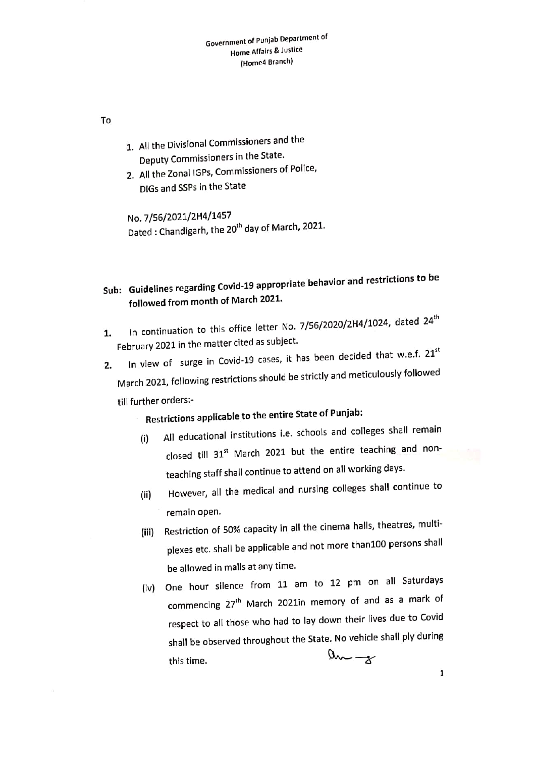Government of Punjab Department of
Home Affairs & Justice
(Home4 Branch)

To

1. All the Divisional Commissioners and the Deputy Commissioners in the State.
2. All the Zonal IGPs, Commissioners of Police, DIGs and SSPs in the State

No. 7/56/2021/2H4/1457
Dated : Chandigarh, the 20th day of March, 2021.

**Sub: Guidelines regarding Covid-19 appropriate behavior and restrictions to be followed from month of March 2021.**

1. In continuation to this office letter No. 7/56/2020/2H4/1024, dated 24th February 2021 in the matter cited as subject.

2. In view of surge in Covid-19 cases, it has been decided that w.e.f. 21st March 2021, following restrictions should be strictly and meticulously followed till further orders:-

**Restrictions applicable to the entire State of Punjab:**

(i) All educational institutions i.e. schools and colleges shall remain closed till 31st March 2021 but the entire teaching and non-teaching staff shall continue to attend on all working days.

(ii) However, all the medical and nursing colleges shall continue to remain open.

(iii) Restriction of 50% capacity in all the cinema halls, theatres, multi-plexes etc. shall be applicable and not more than100 persons shall be allowed in malls at any time.

(iv) One hour silence from 11 am to 12 pm on all Saturdays commencing 27th March 2021in memory of and as a mark of respect to all those who had to lay down their lives due to Covid shall be observed throughout the State. No vehicle shall ply during this time.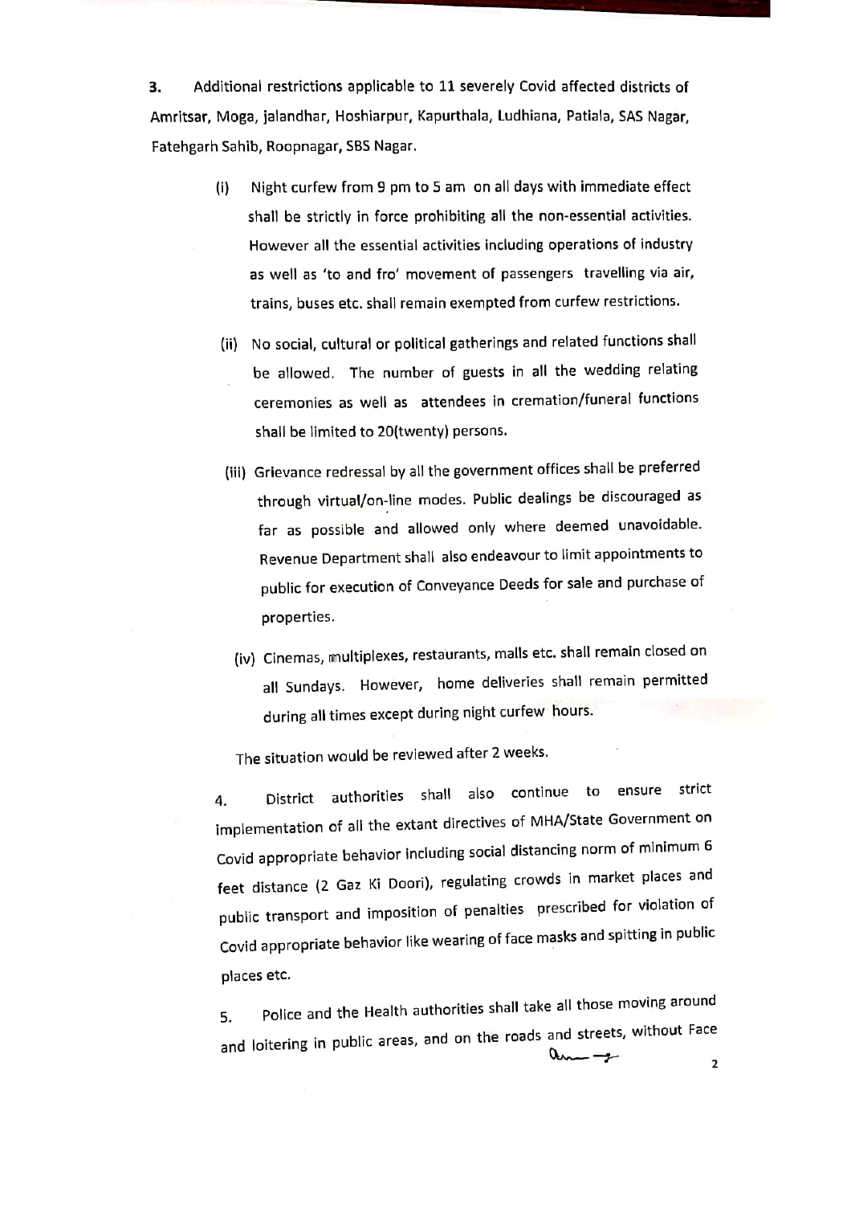**3.** Additional restrictions applicable to 11 severely Covid affected districts of Amritsar, Moga, jalandhar, Hoshiarpur, Kapurthala, Ludhiana, Patiala, SAS Nagar, Fatehgarh Sahib, Roopnagar, SBS Nagar.

(i) Night curfew from 9 pm to 5 am on all days with immediate effect shall be strictly in force prohibiting all the non-essential activities. However all the essential activities including operations of industry as well as 'to and fro' movement of passengers travelling via air, trains, buses etc. shall remain exempted from curfew restrictions.

(ii) No social, cultural or political gatherings and related functions shall be allowed. The number of guests in all the wedding relating ceremonies as well as attendees in cremation/funeral functions shall be limited to 20(twenty) persons.

(iii) Grievance redressal by all the government offices shall be preferred through virtual/on-line modes. Public dealings be discouraged as far as possible and allowed only where deemed unavoidable. Revenue Department shall also endeavour to limit appointments to public for execution of Conveyance Deeds for sale and purchase of properties.

(iv) Cinemas, multiplexes, restaurants, malls etc. shall remain closed on all Sundays. However, home deliveries shall remain permitted during all times except during night curfew hours.

The situation would be reviewed after 2 weeks.

4. District authorities shall also continue to ensure strict implementation of all the extant directives of MHA/State Government on Covid appropriate behavior including social distancing norm of minimum 6 feet distance (2 Gaz Ki Doori), regulating crowds in market places and public transport and imposition of penalties prescribed for violation of Covid appropriate behavior like wearing of face masks and spitting in public places etc.

5. Police and the Health authorities shall take all those moving around and loitering in public areas, and on the roads and streets, without Face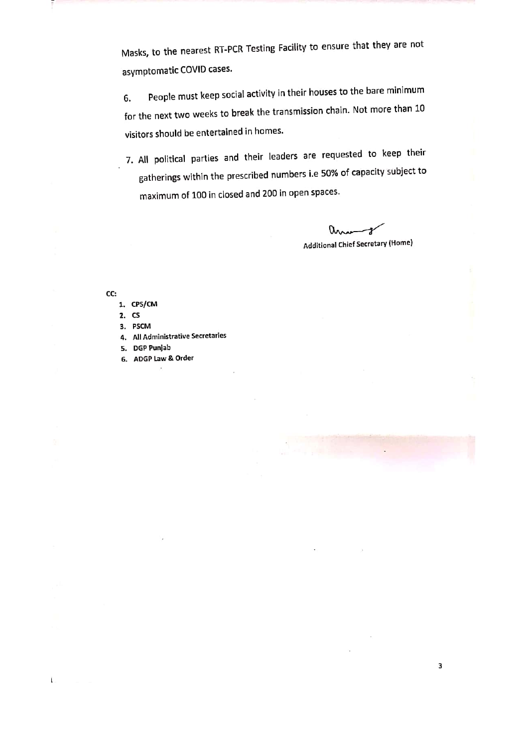Masks, to the nearest RT-PCR Testing Facility to ensure that they are not asymptomatic COVID cases.

6. People must keep social activity in their houses to the bare minimum for the next two weeks to break the transmission chain. Not more than 10 visitors should be entertained in homes.

7. All political parties and their leaders are requested to keep their gatherings within the prescribed numbers i.e 50% of capacity subject to maximum of 100 in closed and 200 in open spaces.

Additional Chief Secretary (Home)

CC:

1. CPS/CM
2. CS
3. PSCM
4. All Administrative Secretaries
5. DGP Punjab
6. ADGP Law & Order